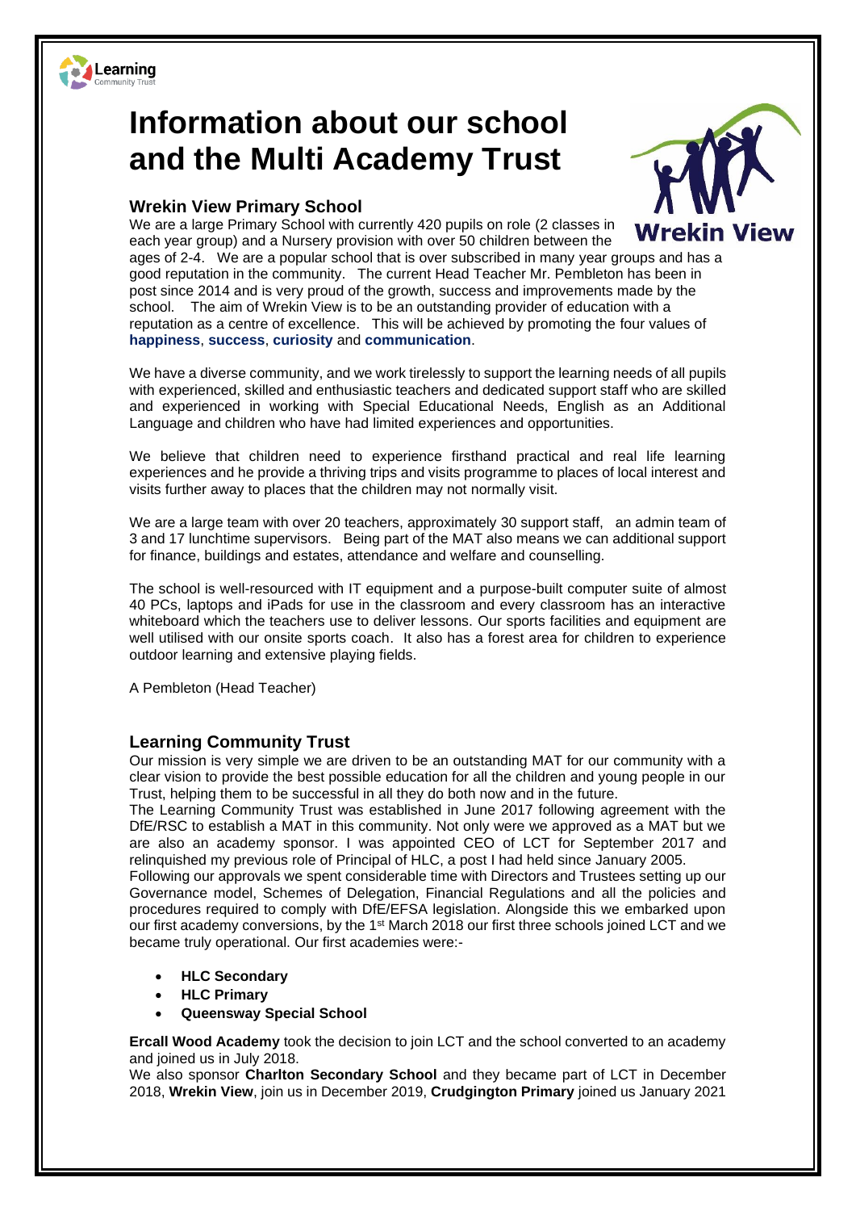# Information about our school and the Multi Academy Trust

## Wrekin View Primary School

We are a large Primary School with currently 420 pupils on role (2 classes in each year group) and a Nursery provision with over 50 children between the ages of 2-4. We are a popular school that is over subscribed in many year groups and has a good reputation in the community. The current Head Teacher Mr. Pembleton has been in post since 2014 and is very proud of the growth, success and improvements made by the school. The aim of Wrekin View is to be an outstanding provider of education with a reputation as a centre of excellence. This will be achieved by promoting the four values of **happiness**, **success**, **curiosity** and **communication**.

We have a diverse community, and we work tirelessly to support the learning needs of all pupils with experienced, skilled and enthusiastic teachers and dedicated support staff who are skilled and experienced in working with Special Educational Needs, English as an Additional Language and children who have had limited experiences and opportunities.

We believe that children need to experience firsthand practical and real life learning experiences and he provide a thriving trips and visits programme to places of local interest and visits further away to places that the children may not normally visit.

We are a large team with over 20 teachers, approximately 30 support staff, an admin team of 3 and 17 lunchtime supervisors. Being part of the MAT also means we can additional support for finance, buildings and estates, attendance and welfare and counselling.

The school is well-resourced with IT equipment and a purpose-built computer suite of almost 40 PCs, laptops and iPads for use in the classroom and every classroom has an interactive whiteboard which the teachers use to deliver lessons. Our sports facilities and equipment are well utilised with our onsite sports coach. It also has a forest area for children to experience outdoor learning and extensive playing fields.

A Pembleton (Head Teacher)

## Learning Community Trust

Our mission is very simple we are driven to be an outstanding MAT for our community with a clear vision to provide the best possible education for all the children and young people in our Trust, helping them to be successful in all they do both now and in the future.

The Learning Community Trust was established in June 2017 following agreement with the DfE/RSC to establish a MAT in this community. Not only were we approved as a MAT but we are also an academy sponsor. I was appointed CEO of LCT for September 2017 and relinquished my previous role of Principal of HLC, a post I had held since January 2005.

Following our approvals we spent considerable time with Directors and Trustees setting up our Governance model, Schemes of Delegation, Financial Regulations and all the policies and procedures required to comply with DfE/EFSA legislation. Alongside this we embarked upon our first academy conversions, by the 1st March 2018 our first three schools joined LCT and we became truly operational. Our first academies were:-

- **HLC Secondary**
- **HLC Primary**
- **Queensway Special School**

**Ercall Wood Academy** took the decision to join LCT and the school converted to an academy and joined us in July 2018.

We also sponsor **Charlton Secondary School** and they became part of LCT in December 2018, **Wrekin View**, join us in December 2019, **Crudgington Primary** joined us January 2021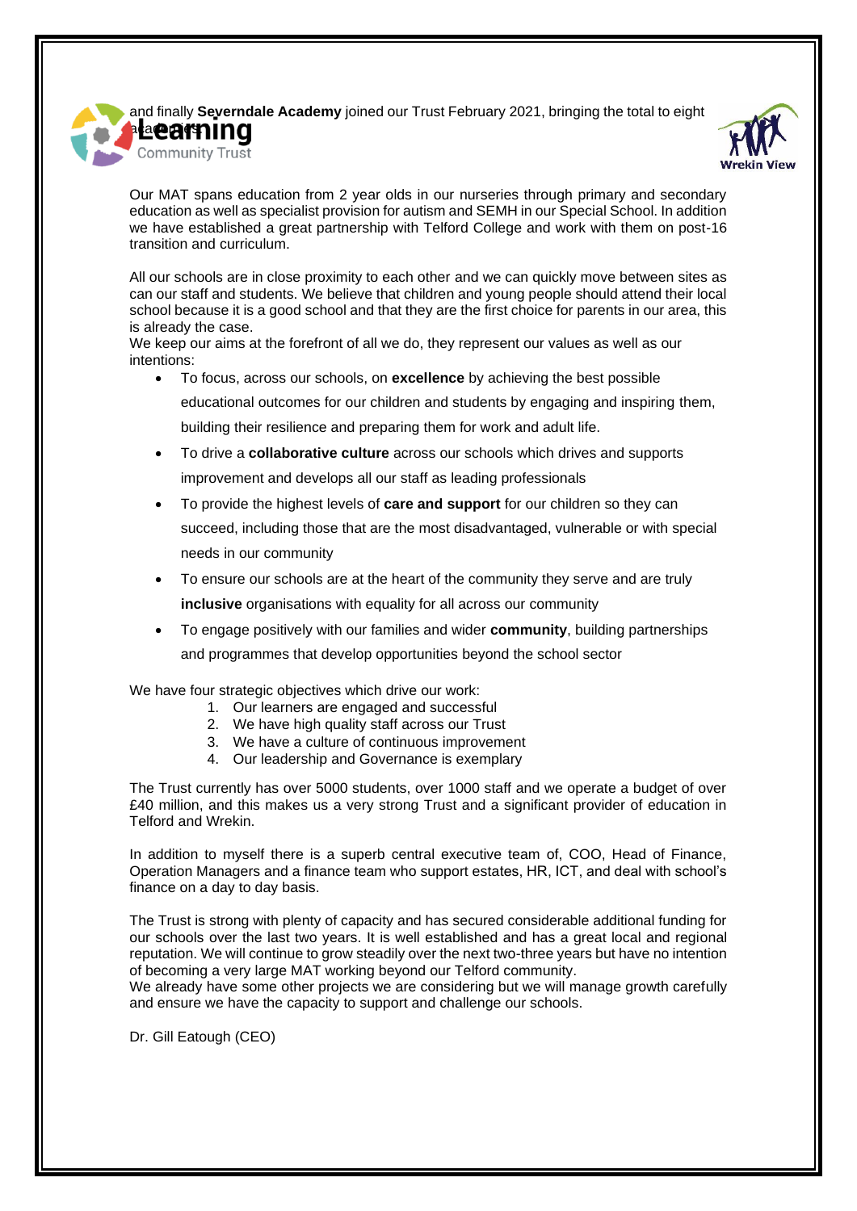and finally **Severndale Academy** joined our Trust February 2021, bringing the total to eight academies.

Our MAT spans education from 2 year olds in our nurseries through primary and secondary education as well as specialist provision for autism and SEMH in our Special School. In addition we have established a great partnership with Telford College and work with them on post-16 transition and curriculum.

All our schools are in close proximity to each other and we can quickly move between sites as can our staff and students. We believe that children and young people should attend their local school because it is a good school and that they are the first choice for parents in our area, this is already the case.

We keep our aims at the forefront of all we do, they represent our values as well as our intentions:

- To focus, across our schools, on **excellence** by achieving the best possible educational outcomes for our children and students by engaging and inspiring them, building their resilience and preparing them for work and adult life.
- To drive a **collaborative culture** across our schools which drives and supports improvement and develops all our staff as leading professionals
- To provide the highest levels of **care and support** for our children so they can succeed, including those that are the most disadvantaged, vulnerable or with special needs in our community
- To ensure our schools are at the heart of the community they serve and are truly **inclusive** organisations with equality for all across our community
- To engage positively with our families and wider **community**, building partnerships and programmes that develop opportunities beyond the school sector

We have four strategic objectives which drive our work:

1. Our learners are engaged and successful
2. We have high quality staff across our Trust
3. We have a culture of continuous improvement
4. Our leadership and Governance is exemplary

The Trust currently has over 5000 students, over 1000 staff and we operate a budget of over £40 million, and this makes us a very strong Trust and a significant provider of education in Telford and Wrekin.

In addition to myself there is a superb central executive team of, COO, Head of Finance, Operation Managers and a finance team who support estates, HR, ICT, and deal with school's finance on a day to day basis.

The Trust is strong with plenty of capacity and has secured considerable additional funding for our schools over the last two years. It is well established and has a great local and regional reputation. We will continue to grow steadily over the next two-three years but have no intention of becoming a very large MAT working beyond our Telford community.

We already have some other projects we are considering but we will manage growth carefully and ensure we have the capacity to support and challenge our schools.

Dr. Gill Eatough (CEO)